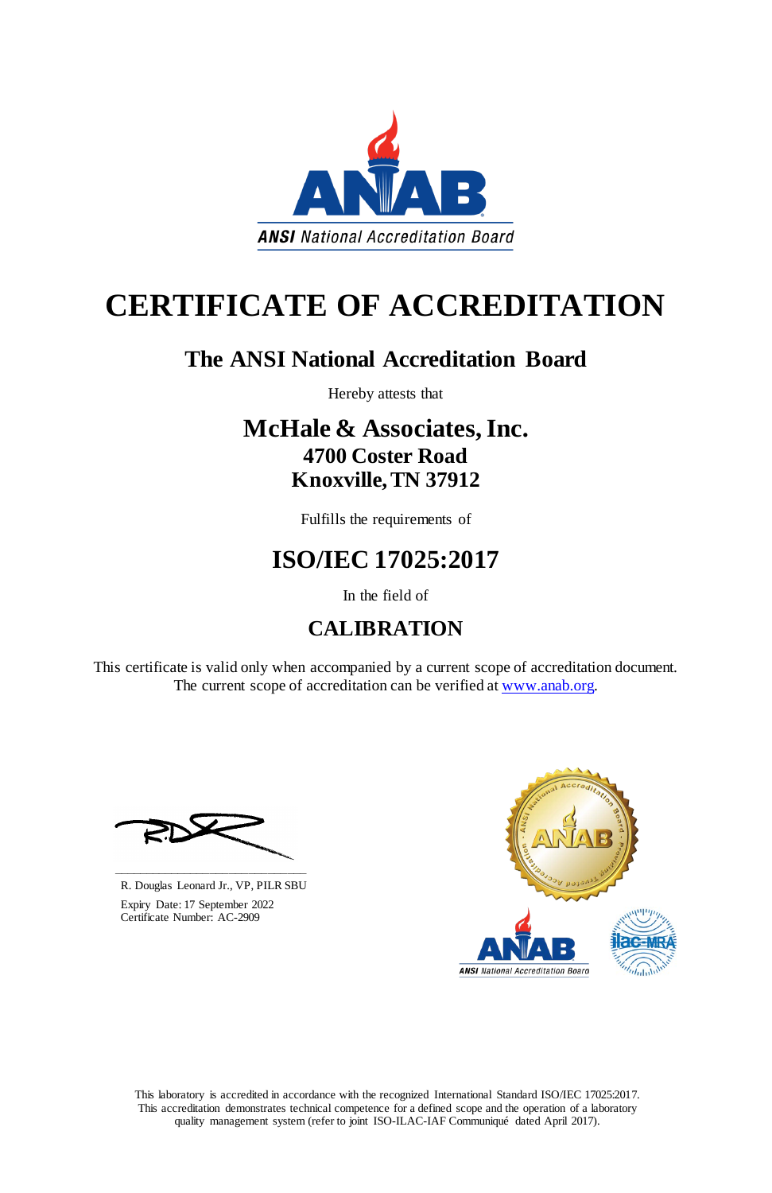ANSI National Accreditation Board

# CERTIFICATE OF ACCREDITATION

## The ANSI National Accreditation Board

Hereby attests that

## McHale & Associates, Inc.
### 4700 Coster Road
### Knoxville, TN 37912

Fulfills the requirements of

## ISO/IEC 17025:2017

In the field of

## CALIBRATION

This certificate is valid only when accompanied by a current scope of accreditation document. The current scope of accreditation can be verified at www.anab.org.

R. Douglas Leonard Jr., VP, PILR SBU

Expiry Date: 17 September 2022

Certificate Number: AC-2909

This laboratory is accredited in accordance with the recognized International Standard ISO/IEC 17025:2017. This accreditation demonstrates technical competence for a defined scope and the operation of a laboratory quality management system (refer to joint ISO-ILAC-IAF Communiqué dated April 2017).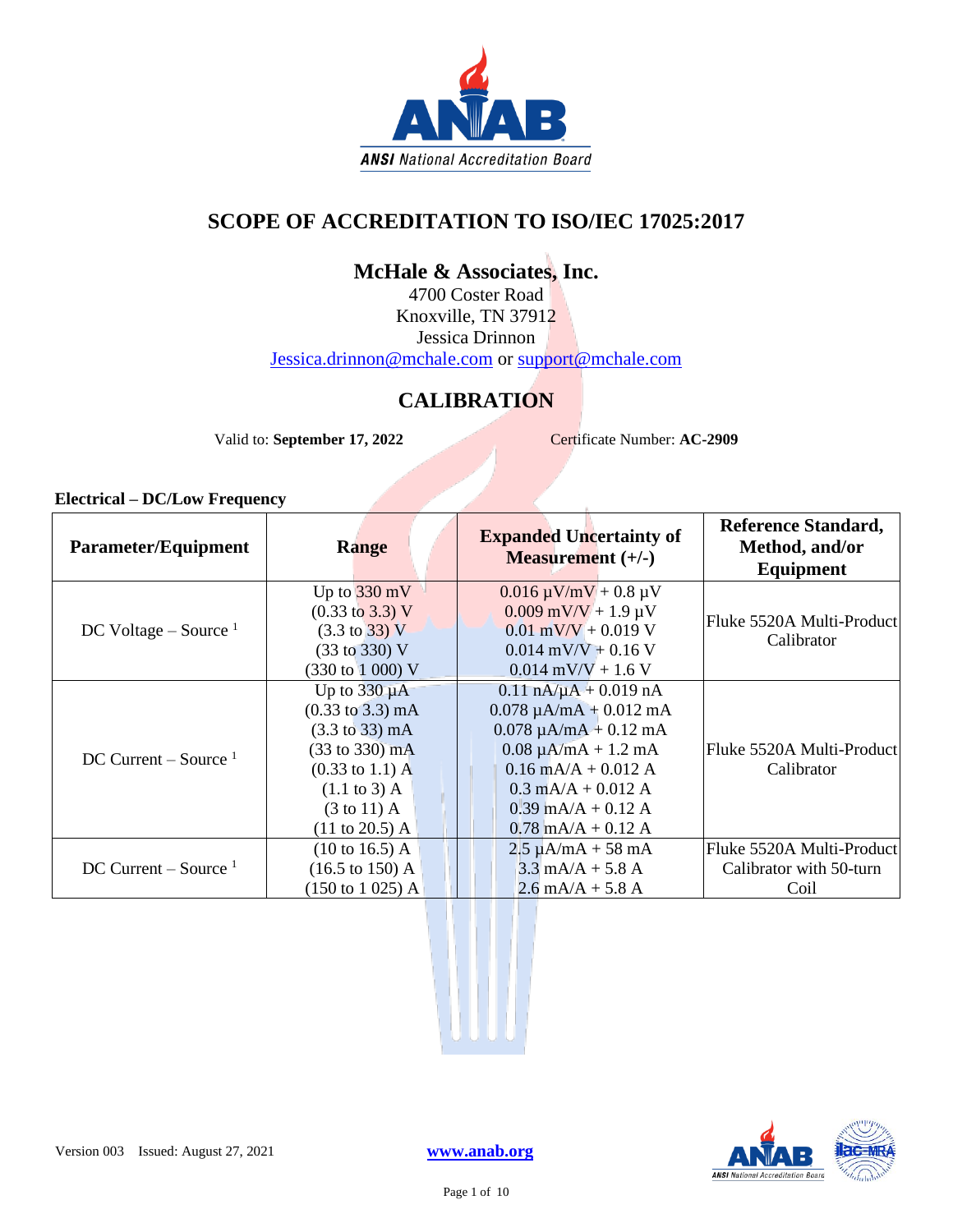# SCOPE OF ACCREDITATION TO ISO/IEC 17025:2017

## McHale & Associates, Inc.

4700 Coster Road
Knoxville, TN 37912
Jessica Drinnon
Jessica.drinnon@mchale.com or support@mchale.com

## CALIBRATION

Valid to: **September 17, 2022** Certificate Number: **AC-2909**

### Electrical – DC/Low Frequency

| Parameter/Equipment | Range | Expanded Uncertainty of Measurement (+/-) | Reference Standard, Method, and/or Equipment |
|---|---|---|---|
| DC Voltage – Source [1] | Up to 330 mV<br>(0.33 to 3.3) V<br>(3.3 to 33) V<br>(33 to 330) V<br>(330 to 1 000) V | 0.016 µV/mV + 0.8 µV<br>0.009 mV/V + 1.9 µV<br>0.01 mV/V + 0.019 V<br>0.014 mV/V + 0.16 V<br>0.014 mV/V + 1.6 V | Fluke 5520A Multi-Product Calibrator |
| DC Current – Source [1] | Up to 330 µA<br>(0.33 to 3.3) mA<br>(3.3 to 33) mA<br>(33 to 330) mA<br>(0.33 to 1.1) A<br>(1.1 to 3) A<br>(3 to 11) A<br>(11 to 20.5) A | 0.11 nA/µA + 0.019 nA<br>0.078 µA/mA + 0.012 mA<br>0.078 µA/mA + 0.12 mA<br>0.08 µA/mA + 1.2 mA<br>0.16 mA/A + 0.012 A<br>0.3 mA/A + 0.012 A<br>0.39 mA/A + 0.12 A<br>0.78 mA/A + 0.12 A | Fluke 5520A Multi-Product Calibrator |
| DC Current – Source [1] | (10 to 16.5) A<br>(16.5 to 150) A<br>(150 to 1 025) A | 2.5 µA/mA + 58 mA<br>3.3 mA/A + 5.8 A<br>2.6 mA/A + 5.8 A | Fluke 5520A Multi-Product Calibrator with 50-turn Coil |

Version 003 Issued: August 27, 2021 www.anab.org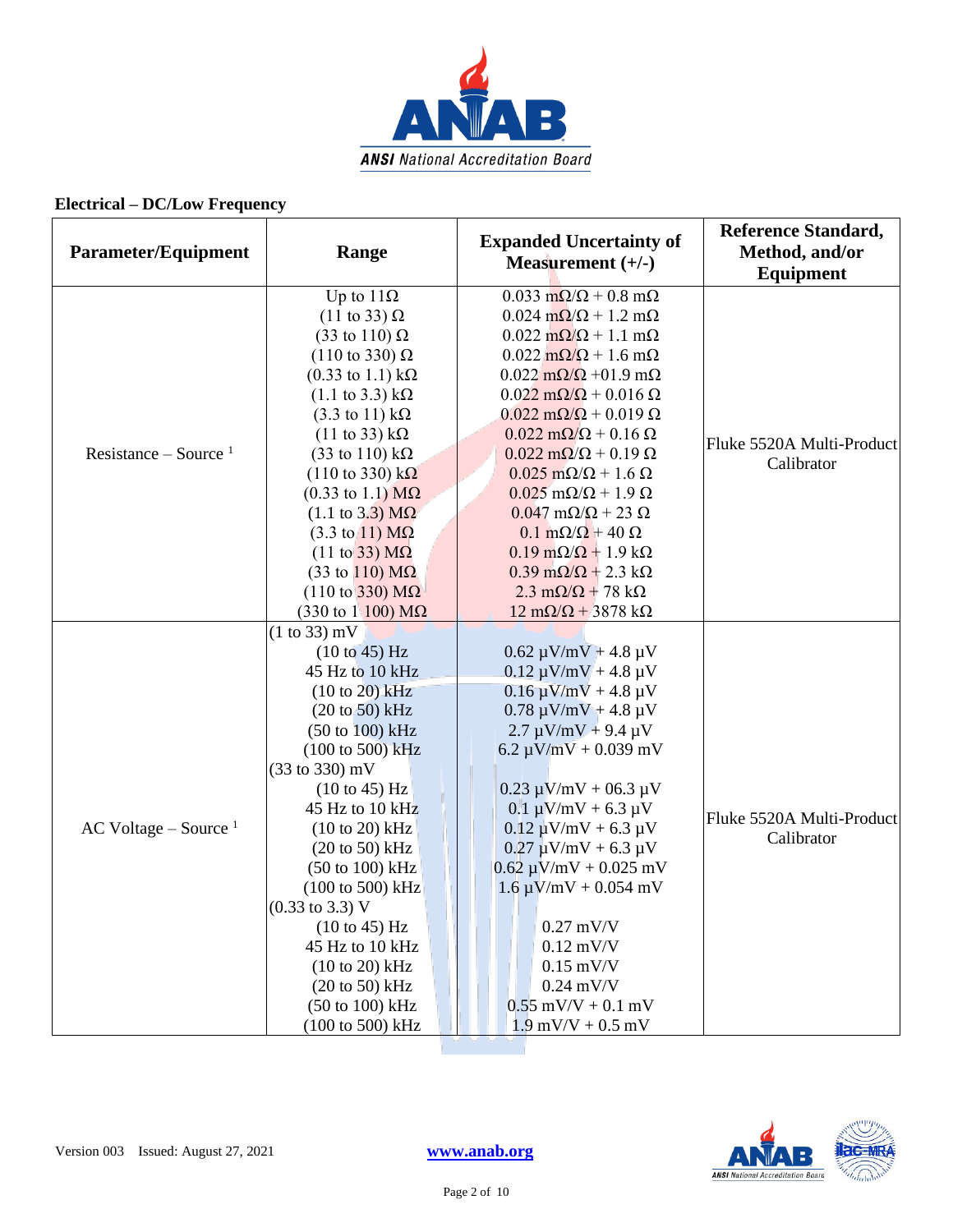## Electrical – DC/Low Frequency

| Parameter/Equipment | Range | Expanded Uncertainty of Measurement (+/-) | Reference Standard, Method, and/or Equipment |
|---|---|---|---|
| Resistance – Source [1] | Up to 11Ω | 0.033 mΩ/Ω + 0.8 mΩ | Fluke 5520A Multi-Product Calibrator |
| | (11 to 33) Ω | 0.024 mΩ/Ω + 1.2 mΩ | |
| | (33 to 110) Ω | 0.022 mΩ/Ω + 1.1 mΩ | |
| | (110 to 330) Ω | 0.022 mΩ/Ω + 1.6 mΩ | |
| | (0.33 to 1.1) kΩ | 0.022 mΩ/Ω +01.9 mΩ | |
| | (1.1 to 3.3) kΩ | 0.022 mΩ/Ω + 0.016 Ω | |
| | (3.3 to 11) kΩ | 0.022 mΩ/Ω + 0.019 Ω | |
| | (11 to 33) kΩ | 0.022 mΩ/Ω + 0.16 Ω | |
| | (33 to 110) kΩ | 0.022 mΩ/Ω + 0.19 Ω | |
| | (110 to 330) kΩ | 0.025 mΩ/Ω + 1.6 Ω | |
| | (0.33 to 1.1) MΩ | 0.025 mΩ/Ω + 1.9 Ω | |
| | (1.1 to 3.3) MΩ | 0.047 mΩ/Ω + 23 Ω | |
| | (3.3 to 11) MΩ | 0.1 mΩ/Ω + 40 Ω | |
| | (11 to 33) MΩ | 0.19 mΩ/Ω + 1.9 kΩ | |
| | (33 to 110) MΩ | 0.39 mΩ/Ω + 2.3 kΩ | |
| | (110 to 330) MΩ | 2.3 mΩ/Ω + 78 kΩ | |
| | (330 to 1 100) MΩ | 12 mΩ/Ω + 3878 kΩ | |
| AC Voltage – Source [1] | (1 to 33) mV | | Fluke 5520A Multi-Product Calibrator |
| | (10 to 45) Hz | 0.62 µV/mV + 4.8 µV | |
| | 45 Hz to 10 kHz | 0.12 µV/mV + 4.8 µV | |
| | (10 to 20) kHz | 0.16 µV/mV + 4.8 µV | |
| | (20 to 50) kHz | 0.78 µV/mV + 4.8 µV | |
| | (50 to 100) kHz | 2.7 µV/mV + 9.4 µV | |
| | (100 to 500) kHz | 6.2 µV/mV + 0.039 mV | |
| | (33 to 330) mV | | |
| | (10 to 45) Hz | 0.23 µV/mV + 06.3 µV | |
| | 45 Hz to 10 kHz | 0.1 µV/mV + 6.3 µV | |
| | (10 to 20) kHz | 0.12 µV/mV + 6.3 µV | |
| | (20 to 50) kHz | 0.27 µV/mV + 6.3 µV | |
| | (50 to 100) kHz | 0.62 µV/mV + 0.025 mV | |
| | (100 to 500) kHz | 1.6 µV/mV + 0.054 mV | |
| | (0.33 to 3.3) V | | |
| | (10 to 45) Hz | 0.27 mV/V | |
| | 45 Hz to 10 kHz | 0.12 mV/V | |
| | (10 to 20) kHz | 0.15 mV/V | |
| | (20 to 50) kHz | 0.24 mV/V | |
| | (50 to 100) kHz | 0.55 mV/V + 0.1 mV | |
| | (100 to 500) kHz | 1.9 mV/V + 0.5 mV | |

Version 003 Issued: August 27, 2021 www.anab.org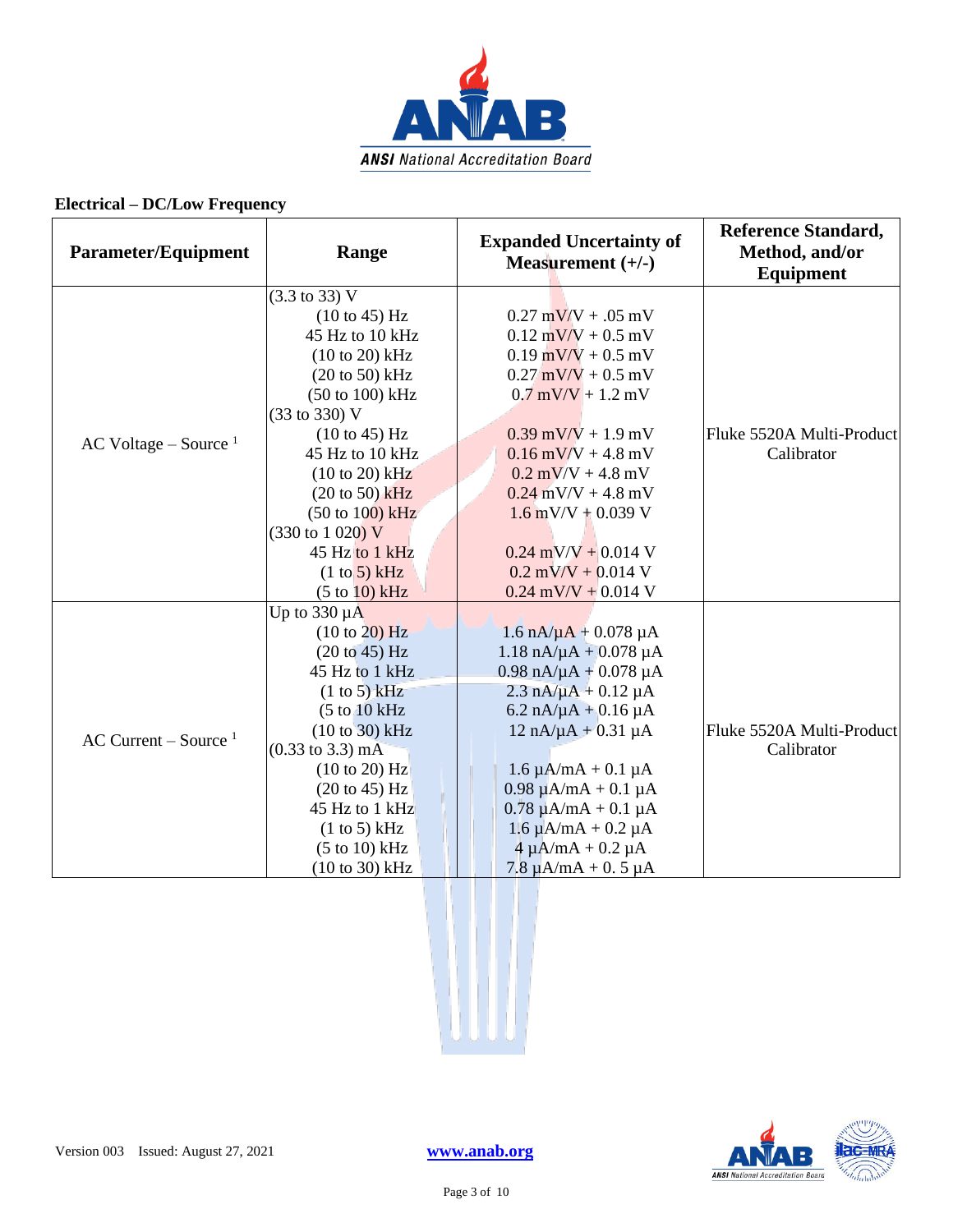## Electrical – DC/Low Frequency

| Parameter/Equipment | Range | Expanded Uncertainty of Measurement (+/-) | Reference Standard, Method, and/or Equipment |
|---|---|---|---|
| AC Voltage – Source [1] | (3.3 to 33) V | | Fluke 5520A Multi-Product Calibrator |
| | (10 to 45) Hz | 0.27 mV/V + .05 mV | |
| | 45 Hz to 10 kHz | 0.12 mV/V + 0.5 mV | |
| | (10 to 20) kHz | 0.19 mV/V + 0.5 mV | |
| | (20 to 50) kHz | 0.27 mV/V + 0.5 mV | |
| | (50 to 100) kHz | 0.7 mV/V + 1.2 mV | |
| | (33 to 330) V | | |
| | (10 to 45) Hz | 0.39 mV/V + 1.9 mV | |
| | 45 Hz to 10 kHz | 0.16 mV/V + 4.8 mV | |
| | (10 to 20) kHz | 0.2 mV/V + 4.8 mV | |
| | (20 to 50) kHz | 0.24 mV/V + 4.8 mV | |
| | (50 to 100) kHz | 1.6 mV/V + 0.039 V | |
| | (330 to 1 020) V | | |
| | 45 Hz to 1 kHz | 0.24 mV/V + 0.014 V | |
| | (1 to 5) kHz | 0.2 mV/V + 0.014 V | |
| | (5 to 10) kHz | 0.24 mV/V + 0.014 V | |
| AC Current – Source [1] | Up to 330 µA | | Fluke 5520A Multi-Product Calibrator |
| | (10 to 20) Hz | 1.6 nA/µA + 0.078 µA | |
| | (20 to 45) Hz | 1.18 nA/µA + 0.078 µA | |
| | 45 Hz to 1 kHz | 0.98 nA/µA + 0.078 µA | |
| | (1 to 5) kHz | 2.3 nA/µA + 0.12 µA | |
| | (5 to 10 kHz | 6.2 nA/µA + 0.16 µA | |
| | (10 to 30) kHz | 12 nA/µA + 0.31 µA | |
| | (0.33 to 3.3) mA | | |
| | (10 to 20) Hz | 1.6 µA/mA + 0.1 µA | |
| | (20 to 45) Hz | 0.98 µA/mA + 0.1 µA | |
| | 45 Hz to 1 kHz | 0.78 µA/mA + 0.1 µA | |
| | (1 to 5) kHz | 1.6 µA/mA + 0.2 µA | |
| | (5 to 10) kHz | 4 µA/mA + 0.2 µA | |
| | (10 to 30) kHz | 7.8 µA/mA + 0. 5 µA | |

Version 003 Issued: August 27, 2021 www.anab.org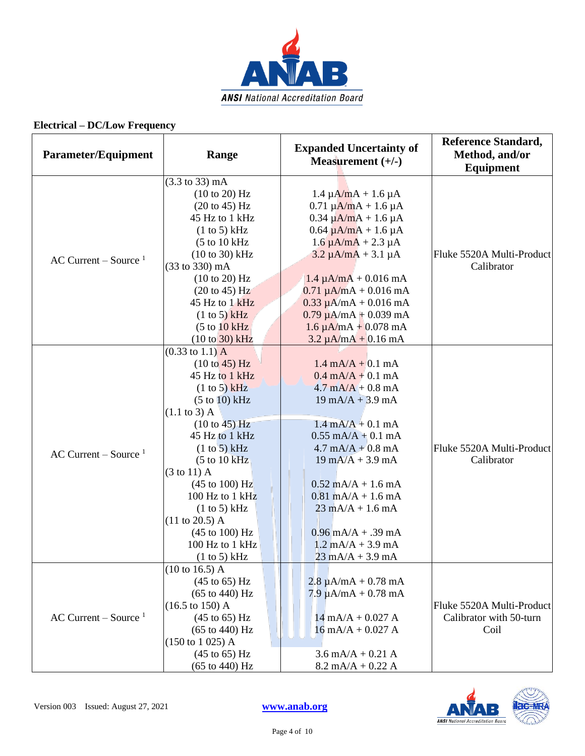## Electrical – DC/Low Frequency

| Parameter/Equipment | Range | Expanded Uncertainty of Measurement (+/-) | Reference Standard, Method, and/or Equipment |
|---|---|---|---|
| AC Current – Source [1] | (3.3 to 33) mA<br>(10 to 20) Hz<br>(20 to 45) Hz<br>45 Hz to 1 kHz<br>(1 to 5) kHz<br>(5 to 10 kHz<br>(10 to 30) kHz<br>(33 to 330) mA<br>(10 to 20) Hz<br>(20 to 45) Hz<br>45 Hz to 1 kHz<br>(1 to 5) kHz<br>(5 to 10 kHz<br>(10 to 30) kHz | <br>1.4 µA/mA + 1.6 µA<br>0.71 µA/mA + 1.6 µA<br>0.34 µA/mA + 1.6 µA<br>0.64 µA/mA + 1.6 µA<br>1.6 µA/mA + 2.3 µA<br>3.2 µA/mA + 3.1 µA<br><br>1.4 µA/mA + 0.016 mA<br>0.71 µA/mA + 0.016 mA<br>0.33 µA/mA + 0.016 mA<br>0.79 µA/mA + 0.039 mA<br>1.6 µA/mA + 0.078 mA<br>3.2 µA/mA + 0.16 mA | Fluke 5520A Multi-Product Calibrator |
| AC Current – Source [1] | (0.33 to 1.1) A<br>(10 to 45) Hz<br>45 Hz to 1 kHz<br>(1 to 5) kHz<br>(5 to 10) kHz<br>(1.1 to 3) A<br>(10 to 45) Hz<br>45 Hz to 1 kHz<br>(1 to 5) kHz<br>(5 to 10 kHz<br>(3 to 11) A<br>(45 to 100) Hz<br>100 Hz to 1 kHz<br>(1 to 5) kHz<br>(11 to 20.5) A<br>(45 to 100) Hz<br>100 Hz to 1 kHz<br>(1 to 5) kHz | <br>1.4 mA/A + 0.1 mA<br>0.4 mA/A + 0.1 mA<br>4.7 mA/A + 0.8 mA<br>19 mA/A + 3.9 mA<br><br>1.4 mA/A + 0.1 mA<br>0.55 mA/A + 0.1 mA<br>4.7 mA/A + 0.8 mA<br>19 mA/A + 3.9 mA<br><br>0.52 mA/A + 1.6 mA<br>0.81 mA/A + 1.6 mA<br>23 mA/A + 1.6 mA<br><br>0.96 mA/A + .39 mA<br>1.2 mA/A + 3.9 mA<br>23 mA/A + 3.9 mA | Fluke 5520A Multi-Product Calibrator |
| AC Current – Source [1] | (10 to 16.5) A<br>(45 to 65) Hz<br>(65 to 440) Hz<br>(16.5 to 150) A<br>(45 to 65) Hz<br>(65 to 440) Hz<br>(150 to 1 025) A<br>(45 to 65) Hz<br>(65 to 440) Hz | <br>2.8 µA/mA + 0.78 mA<br>7.9 µA/mA + 0.78 mA<br><br>14 mA/A + 0.027 A<br>16 mA/A + 0.027 A<br><br>3.6 mA/A + 0.21 A<br>8.2 mA/A + 0.22 A | Fluke 5520A Multi-Product Calibrator with 50-turn Coil |

Version 003 Issued: August 27, 2021 www.anab.org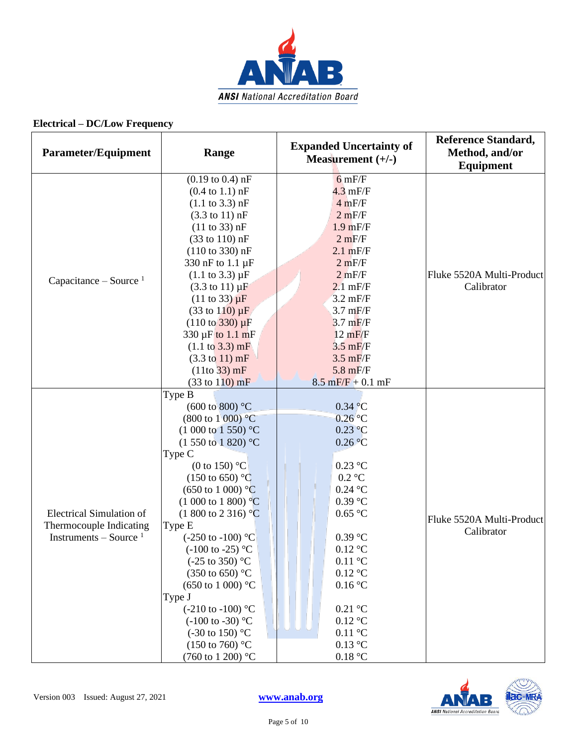## Electrical – DC/Low Frequency

| Parameter/Equipment | Range | Expanded Uncertainty of Measurement (+/-) | Reference Standard, Method, and/or Equipment |
|---|---|---|---|
| Capacitance – Source [1] | (0.19 to 0.4) nF | 6 mF/F | Fluke 5520A Multi-Product Calibrator |
| | (0.4 to 1.1) nF | 4.3 mF/F | |
| | (1.1 to 3.3) nF | 4 mF/F | |
| | (3.3 to 11) nF | 2 mF/F | |
| | (11 to 33) nF | 1.9 mF/F | |
| | (33 to 110) nF | 2 mF/F | |
| | (110 to 330) nF | 2.1 mF/F | |
| | 330 nF to 1.1 µF | 2 mF/F | |
| | (1.1 to 3.3) µF | 2 mF/F | |
| | (3.3 to 11) µF | 2.1 mF/F | |
| | (11 to 33) µF | 3.2 mF/F | |
| | (33 to 110) µF | 3.7 mF/F | |
| | (110 to 330) µF | 3.7 mF/F | |
| | 330 µF to 1.1 mF | 12 mF/F | |
| | (1.1 to 3.3) mF | 3.5 mF/F | |
| | (3.3 to 11) mF | 3.5 mF/F | |
| | (11to 33) mF | 5.8 mF/F | |
| | (33 to 110) mF | 8.5 mF/F + 0.1 mF | |
| Electrical Simulation of Thermocouple Indicating Instruments – Source [1] | Type B | | Fluke 5520A Multi-Product Calibrator |
| | (600 to 800) °C | 0.34 °C | |
| | (800 to 1 000) °C | 0.26 °C | |
| | (1 000 to 1 550) °C | 0.23 °C | |
| | (1 550 to 1 820) °C | 0.26 °C | |
| | Type C | | |
| | (0 to 150) °C | 0.23 °C | |
| | (150 to 650) °C | 0.2 °C | |
| | (650 to 1 000) °C | 0.24 °C | |
| | (1 000 to 1 800) °C | 0.39 °C | |
| | (1 800 to 2 316) °C | 0.65 °C | |
| | Type E | | |
| | (-250 to -100) °C | 0.39 °C | |
| | (-100 to -25) °C | 0.12 °C | |
| | (-25 to 350) °C | 0.11 °C | |
| | (350 to 650) °C | 0.12 °C | |
| | (650 to 1 000) °C | 0.16 °C | |
| | Type J | | |
| | (-210 to -100) °C | 0.21 °C | |
| | (-100 to -30) °C | 0.12 °C | |
| | (-30 to 150) °C | 0.11 °C | |
| | (150 to 760) °C | 0.13 °C | |
| | (760 to 1 200) °C | 0.18 °C | |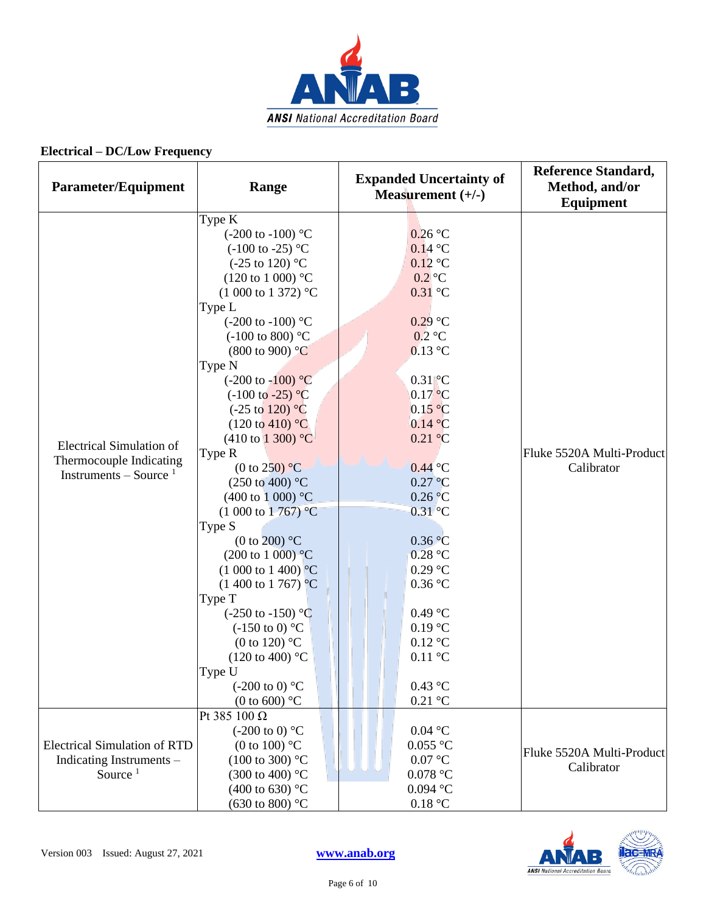## Electrical – DC/Low Frequency

| Parameter/Equipment | Range | Expanded Uncertainty of Measurement (+/-) | Reference Standard, Method, and/or Equipment |
|---|---|---|---|
| Electrical Simulation of Thermocouple Indicating Instruments – Source [1] | Type K | | Fluke 5520A Multi-Product Calibrator |
| | (-200 to -100) °C | 0.26 °C | |
| | (-100 to -25) °C | 0.14 °C | |
| | (-25 to 120) °C | 0.12 °C | |
| | (120 to 1 000) °C | 0.2 °C | |
| | (1 000 to 1 372) °C | 0.31 °C | |
| | Type L | | |
| | (-200 to -100) °C | 0.29 °C | |
| | (-100 to 800) °C | 0.2 °C | |
| | (800 to 900) °C | 0.13 °C | |
| | Type N | | |
| | (-200 to -100) °C | 0.31 °C | |
| | (-100 to -25) °C | 0.17 °C | |
| | (-25 to 120) °C | 0.15 °C | |
| | (120 to 410) °C | 0.14 °C | |
| | (410 to 1 300) °C | 0.21 °C | |
| | Type R | | |
| | (0 to 250) °C | 0.44 °C | |
| | (250 to 400) °C | 0.27 °C | |
| | (400 to 1 000) °C | 0.26 °C | |
| | (1 000 to 1 767) °C | 0.31 °C | |
| | Type S | | |
| | (0 to 200) °C | 0.36 °C | |
| | (200 to 1 000) °C | 0.28 °C | |
| | (1 000 to 1 400) °C | 0.29 °C | |
| | (1 400 to 1 767) °C | 0.36 °C | |
| | Type T | | |
| | (-250 to -150) °C | 0.49 °C | |
| | (-150 to 0) °C | 0.19 °C | |
| | (0 to 120) °C | 0.12 °C | |
| | (120 to 400) °C | 0.11 °C | |
| | Type U | | |
| | (-200 to 0) °C | 0.43 °C | |
| | (0 to 600) °C | 0.21 °C | |
| Electrical Simulation of RTD Indicating Instruments – Source [1] | Pt 385 100 Ω | | Fluke 5520A Multi-Product Calibrator |
| | (-200 to 0) °C | 0.04 °C | |
| | (0 to 100) °C | 0.055 °C | |
| | (100 to 300) °C | 0.07 °C | |
| | (300 to 400) °C | 0.078 °C | |
| | (400 to 630) °C | 0.094 °C | |
| | (630 to 800) °C | 0.18 °C | |

Version 003 Issued: August 27, 2021

www.anab.org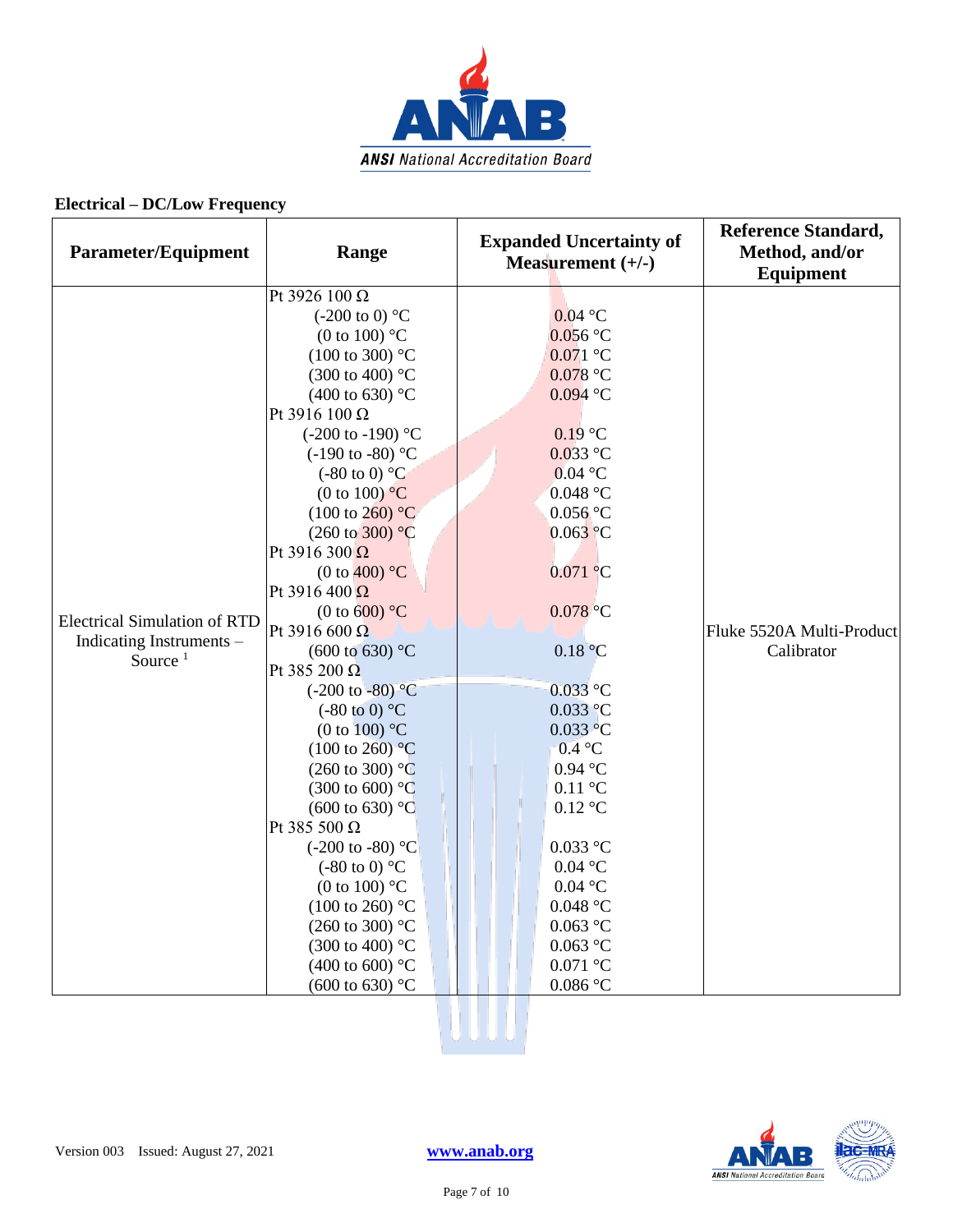## Electrical – DC/Low Frequency

| Parameter/Equipment | Range | Expanded Uncertainty of Measurement (+/-) | Reference Standard, Method, and/or Equipment |
|---|---|---|---|
| Electrical Simulation of RTD Indicating Instruments – Source [1] | Pt 3926 100 Ω | | Fluke 5520A Multi-Product Calibrator |
| | (-200 to 0) °C | 0.04 °C | |
| | (0 to 100) °C | 0.056 °C | |
| | (100 to 300) °C | 0.071 °C | |
| | (300 to 400) °C | 0.078 °C | |
| | (400 to 630) °C | 0.094 °C | |
| | Pt 3916 100 Ω | | |
| | (-200 to -190) °C | 0.19 °C | |
| | (-190 to -80) °C | 0.033 °C | |
| | (-80 to 0) °C | 0.04 °C | |
| | (0 to 100) °C | 0.048 °C | |
| | (100 to 260) °C | 0.056 °C | |
| | (260 to 300) °C | 0.063 °C | |
| | Pt 3916 300 Ω | | |
| | (0 to 400) °C | 0.071 °C | |
| | Pt 3916 400 Ω | | |
| | (0 to 600) °C | 0.078 °C | |
| | Pt 3916 600 Ω | | |
| | (600 to 630) °C | 0.18 °C | |
| | Pt 385 200 Ω | | |
| | (-200 to -80) °C | 0.033 °C | |
| | (-80 to 0) °C | 0.033 °C | |
| | (0 to 100) °C | 0.033 °C | |
| | (100 to 260) °C | 0.4 °C | |
| | (260 to 300) °C | 0.94 °C | |
| | (300 to 600) °C | 0.11 °C | |
| | (600 to 630) °C | 0.12 °C | |
| | Pt 385 500 Ω | | |
| | (-200 to -80) °C | 0.033 °C | |
| | (-80 to 0) °C | 0.04 °C | |
| | (0 to 100) °C | 0.04 °C | |
| | (100 to 260) °C | 0.048 °C | |
| | (260 to 300) °C | 0.063 °C | |
| | (300 to 400) °C | 0.063 °C | |
| | (400 to 600) °C | 0.071 °C | |
| | (600 to 630) °C | 0.086 °C | |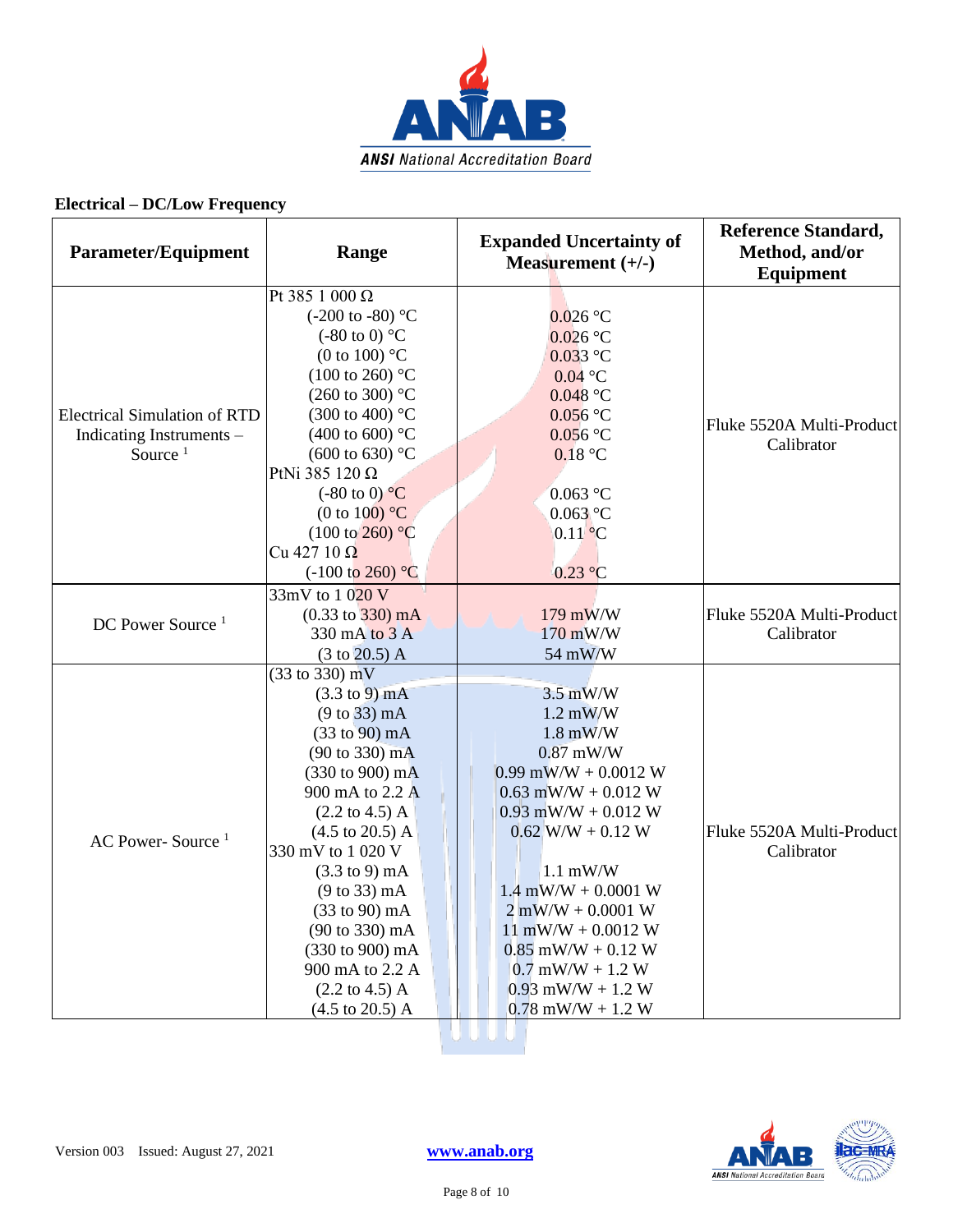## Electrical – DC/Low Frequency

| Parameter/Equipment | Range | Expanded Uncertainty of Measurement (+/-) | Reference Standard, Method, and/or Equipment |
|---|---|---|---|
| Electrical Simulation of RTD Indicating Instruments – Source [1] | Pt 385 1 000 Ω<br>(-200 to -80) °C<br>(-80 to 0) °C<br>(0 to 100) °C<br>(100 to 260) °C<br>(260 to 300) °C<br>(300 to 400) °C<br>(400 to 600) °C<br>(600 to 630) °C<br>PtNi 385 120 Ω<br>(-80 to 0) °C<br>(0 to 100) °C<br>(100 to 260) °C<br>Cu 427 10 Ω<br>(-100 to 260) °C | <br>0.026 °C<br>0.026 °C<br>0.033 °C<br>0.04 °C<br>0.048 °C<br>0.056 °C<br>0.056 °C<br>0.18 °C<br><br>0.063 °C<br>0.063 °C<br>0.11 °C<br><br>0.23 °C | Fluke 5520A Multi-Product Calibrator |
| DC Power Source [1] | 33mV to 1 020 V<br>(0.33 to 330) mA<br>330 mA to 3 A<br>(3 to 20.5) A | <br>179 mW/W<br>170 mW/W<br>54 mW/W | Fluke 5520A Multi-Product Calibrator |
| AC Power- Source [1] | (33 to 330) mV<br>(3.3 to 9) mA<br>(9 to 33) mA<br>(33 to 90) mA<br>(90 to 330) mA<br>(330 to 900) mA<br>900 mA to 2.2 A<br>(2.2 to 4.5) A<br>(4.5 to 20.5) A<br>330 mV to 1 020 V<br>(3.3 to 9) mA<br>(9 to 33) mA<br>(33 to 90) mA<br>(90 to 330) mA<br>(330 to 900) mA<br>900 mA to 2.2 A<br>(2.2 to 4.5) A<br>(4.5 to 20.5) A | <br>3.5 mW/W<br>1.2 mW/W<br>1.8 mW/W<br>0.87 mW/W<br>0.99 mW/W + 0.0012 W<br>0.63 mW/W + 0.012 W<br>0.93 mW/W + 0.012 W<br>0.62 W/W + 0.12 W<br><br>1.1 mW/W<br>1.4 mW/W + 0.0001 W<br>2 mW/W + 0.0001 W<br>11 mW/W + 0.0012 W<br>0.85 mW/W + 0.12 W<br>0.7 mW/W + 1.2 W<br>0.93 mW/W + 1.2 W<br>0.78 mW/W + 1.2 W | Fluke 5520A Multi-Product Calibrator |

Version 003 Issued: August 27, 2021 www.anab.org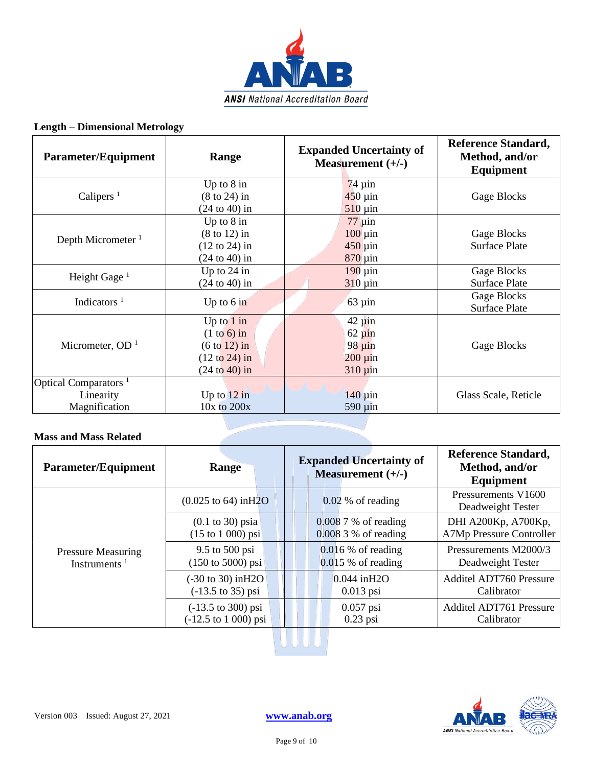**Length – Dimensional Metrology**

| Parameter/Equipment | Range | Expanded Uncertainty of Measurement (+/-) | Reference Standard, Method, and/or Equipment |
|---|---|---|---|
| Calipers [1] | Up to 8 in<br>(8 to 24) in<br>(24 to 40) in | 74 µin<br>450 µin<br>510 µin | Gage Blocks |
| Depth Micrometer [1] | Up to 8 in<br>(8 to 12) in<br>(12 to 24) in<br>(24 to 40) in | 77 µin<br>100 µin<br>450 µin<br>870 µin | Gage Blocks<br>Surface Plate |
| Height Gage [1] | Up to 24 in<br>(24 to 40) in | 190 µin<br>310 µin | Gage Blocks<br>Surface Plate |
| Indicators [1] | Up to 6 in | 63 µin | Gage Blocks<br>Surface Plate |
| Micrometer, OD [1] | Up to 1 in<br>(1 to 6) in<br>(6 to 12) in<br>(12 to 24) in<br>(24 to 40) in | 42 µin<br>62 µin<br>98 µin<br>200 µin<br>310 µin | Gage Blocks |
| Optical Comparators [1]<br>Linearity<br>Magnification | <br>Up to 12 in<br>10x to 200x | <br>140 µin<br>590 µin | Glass Scale, Reticle |

**Mass and Mass Related**

| Parameter/Equipment | Range | Expanded Uncertainty of Measurement (+/-) | Reference Standard, Method, and/or Equipment |
|---|---|---|---|
| Pressure Measuring Instruments [1] | (0.025 to 64) inH2O | 0.02 % of reading | Pressurements V1600 Deadweight Tester |
| | (0.1 to 30) psia<br>(15 to 1 000) psi | 0.008 7 % of reading<br>0.008 3 % of reading | DHI A200Kp, A700Kp, A7Mp Pressure Controller |
| | 9.5 to 500 psi<br>(150 to 5000) psi | 0.016 % of reading<br>0.015 % of reading | Pressurements M2000/3 Deadweight Tester |
| | (-30 to 30) inH2O<br>(-13.5 to 35) psi | 0.044 inH2O<br>0.013 psi | Additel ADT760 Pressure Calibrator |
| | (-13.5 to 300) psi<br>(-12.5 to 1 000) psi | 0.057 psi<br>0.23 psi | Additel ADT761 Pressure Calibrator |

Version 003 Issued: August 27, 2021 www.anab.org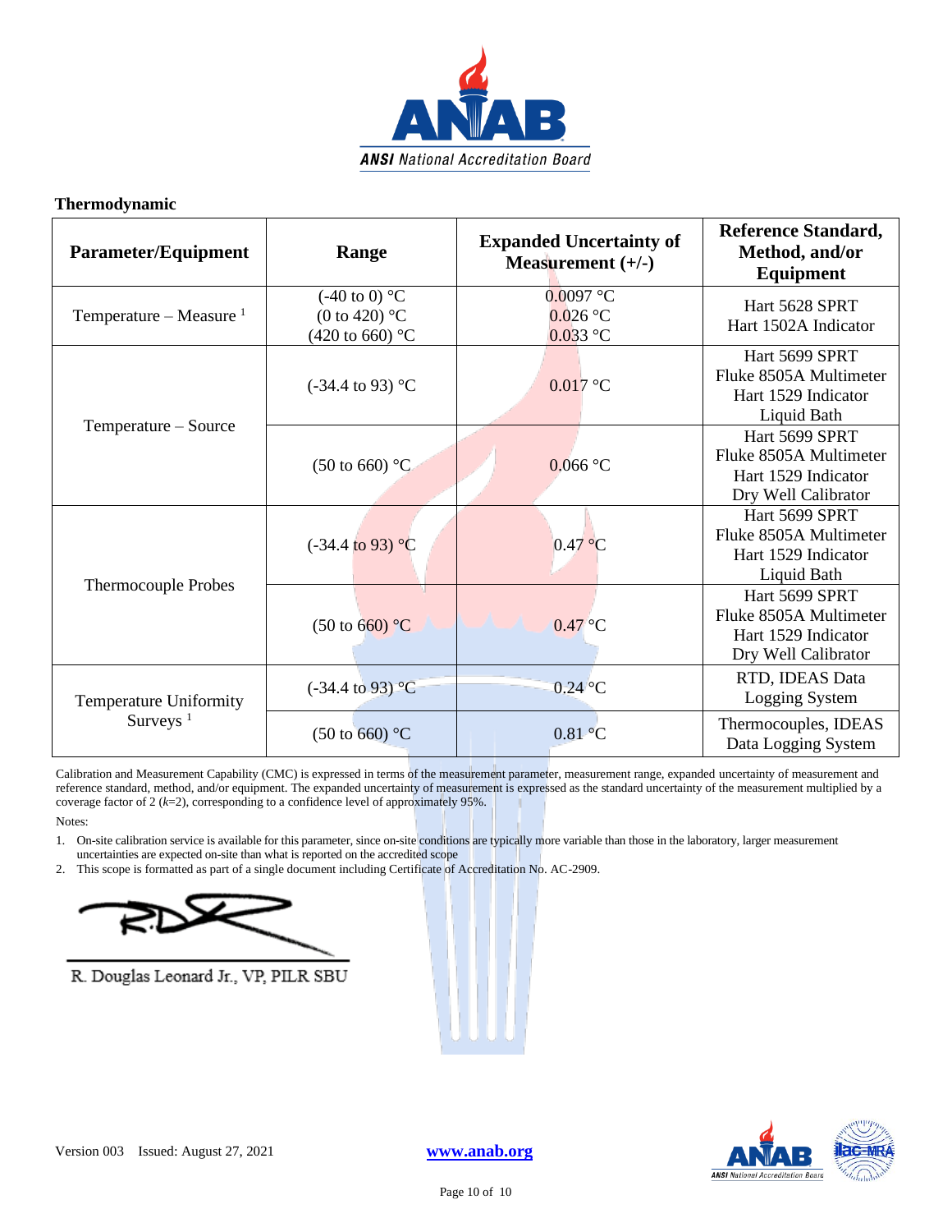### Thermodynamic

| Parameter/Equipment | Range | Expanded Uncertainty of Measurement (+/-) | Reference Standard, Method, and/or Equipment |
|---|---|---|---|
| Temperature – Measure [1] | (-40 to 0) °C<br>(0 to 420) °C<br>(420 to 660) °C | 0.0097 °C<br>0.026 °C<br>0.033 °C | Hart 5628 SPRT<br>Hart 1502A Indicator |
| Temperature – Source | (-34.4 to 93) °C | 0.017 °C | Hart 5699 SPRT<br>Fluke 8505A Multimeter<br>Hart 1529 Indicator<br>Liquid Bath |
| | (50 to 660) °C | 0.066 °C | Hart 5699 SPRT<br>Fluke 8505A Multimeter<br>Hart 1529 Indicator<br>Dry Well Calibrator |
| Thermocouple Probes | (-34.4 to 93) °C | 0.47 °C | Hart 5699 SPRT<br>Fluke 8505A Multimeter<br>Hart 1529 Indicator<br>Liquid Bath |
| | (50 to 660) °C | 0.47 °C | Hart 5699 SPRT<br>Fluke 8505A Multimeter<br>Hart 1529 Indicator<br>Dry Well Calibrator |
| Temperature Uniformity Surveys [1] | (-34.4 to 93) °C | 0.24 °C | RTD, IDEAS Data Logging System |
| | (50 to 660) °C | 0.81 °C | Thermocouples, IDEAS Data Logging System |

Calibration and Measurement Capability (CMC) is expressed in terms of the measurement parameter, measurement range, expanded uncertainty of measurement and reference standard, method, and/or equipment. The expanded uncertainty of measurement is expressed as the standard uncertainty of the measurement multiplied by a coverage factor of 2 ($k$=2), corresponding to a confidence level of approximately 95%.

Notes:

1. On-site calibration service is available for this parameter, since on-site conditions are typically more variable than those in the laboratory, larger measurement uncertainties are expected on-site than what is reported on the accredited scope
2. This scope is formatted as part of a single document including Certificate of Accreditation No. AC-2909.

R. Douglas Leonard Jr., VP, PILR SBU

Version 003 Issued: August 27, 2021

www.anab.org